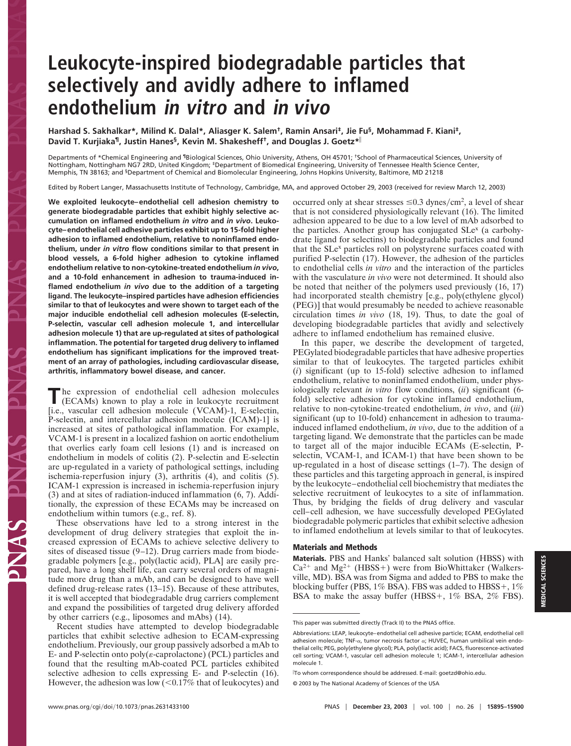# Leukocyte-inspired biodegradable particles that selectively and avidly adhere to inflamed endothelium *in vitro* and *in vivo*

**Harshad S. Sakhalkar*, Milind K. Dalal*, Aliasger K. Salem†, Ramin Ansari‡, Jie Fu§, Mohammad F. Kiani‡, David T. Kurjiaka¶, Justin Hanes§, Kevin M. Shakesheff†, and Douglas J. Goetz*‖**

Departments of *Chemical Engineering and ¶Biological Sciences, Ohio University, Athens, OH 45701; †School of Pharmaceutical Sciences, University of Nottingham, Nottingham NG7 2RD, United Kingdom; ‡Department of Biomedical Engineering, University of Tennessee Health Science Center, Memphis, TN 38163; and §Department of Chemical and Biomolecular Engineering, Johns Hopkins University, Baltimore, MD 21218

Edited by Robert Langer, Massachusetts Institute of Technology, Cambridge, MA, and approved October 29, 2003 (received for review March 12, 2003)

**We exploited leukocyte–endothelial cell adhesion chemistry to generate biodegradable particles that exhibit highly selective accumulation on inflamed endothelium *in vitro* and *in vivo*. Leukocyte–endothelial cell adhesive particles exhibit up to 15-fold higher adhesion to inflamed endothelium, relative to noninflamed endothelium, under *in vitro* flow conditions similar to that present in blood vessels, a 6-fold higher adhesion to cytokine inflamed endothelium relative to non-cytokine-treated endothelium *in vivo*, and a 10-fold enhancement in adhesion to trauma-induced inflamed endothelium *in vivo* due to the addition of a targeting ligand. The leukocyte-inspired particles have adhesion efficiencies similar to that of leukocytes and were shown to target each of the major inducible endothelial cell adhesion molecules (E-selectin, P-selectin, vascular cell adhesion molecule 1, and intercellular adhesion molecule 1) that are up-regulated at sites of pathological inflammation. The potential for targeted drug delivery to inflamed endothelium has significant implications for the improved treatment of an array of pathologies, including cardiovascular disease, arthritis, inflammatory bowel disease, and cancer.**

The expression of endothelial cell adhesion molecules (ECAMs) known to play a role in leukocyte recruitment [i.e., vascular cell adhesion molecule (VCAM)-1, E-selectin, P-selectin, and intercellular adhesion molecule (ICAM)-1] is increased at sites of pathological inflammation. For example, VCAM-1 is present in a localized fashion on aortic endothelium that overlies early foam cell lesions (1) and is increased on endothelium in models of colitis (2). P-selectin and E-selectin are up-regulated in a variety of pathological settings, including ischemia-reperfusion injury (3), arthritis (4), and colitis (5). ICAM-1 expression is increased in ischemia-reperfusion injury (3) and at sites of radiation-induced inflammation (6, 7). Additionally, the expression of these ECAMs may be increased on endothelium within tumors (e.g., ref. 8).

These observations have led to a strong interest in the development of drug delivery strategies that exploit the increased expression of ECAMs to achieve selective delivery to sites of diseased tissue (9–12). Drug carriers made from biodegradable polymers [e.g., poly(lactic acid), PLA] are easily prepared, have a long shelf life, can carry several orders of magnitude more drug than a mAb, and can be designed to have well defined drug-release rates (13–15). Because of these attributes, it is well accepted that biodegradable drug carriers complement and expand the possibilities of targeted drug delivery afforded by other carriers (e.g., liposomes and mAbs) (14).

Recent studies have attempted to develop biodegradable particles that exhibit selective adhesion to ECAM-expressing endothelium. Previously, our group passively adsorbed a mAb to E- and P-selectin onto poly($\epsilon$-caprolactone) (PCL) particles and found that the resulting mAb-coated PCL particles exhibited selective adhesion to cells expressing E- and P-selectin (16). However, the adhesion was low (<0.17% that of leukocytes) and occurred only at shear stresses $\leq$0.3 dynes/cm$^2$, a level of shear that is not considered physiologically relevant (16). The limited adhesion appeared to be due to a low level of mAb adsorbed to the particles. Another group has conjugated SLe$^x$ (a carbohydrate ligand for selectins) to biodegradable particles and found that the SLe$^x$ particles roll on polystyrene surfaces coated with purified P-selectin (17). However, the adhesion of the particles to endothelial cells *in vitro* and the interaction of the particles with the vasculature *in vivo* were not determined. It should also be noted that neither of the polymers used previously (16, 17) had incorporated stealth chemistry [e.g., poly(ethylene glycol) (PEG)] that would presumably be needed to achieve reasonable circulation times *in vivo* (18, 19). Thus, to date the goal of developing biodegradable particles that avidly and selectively adhere to inflamed endothelium has remained elusive.

In this paper, we describe the development of targeted, PEGylated biodegradable particles that have adhesive properties similar to that of leukocytes. The targeted particles exhibit (*i*) significant (up to 15-fold) selective adhesion to inflamed endothelium, relative to noninflamed endothelium, under physiologically relevant *in vitro* flow conditions, (*ii*) significant (6-fold) selective adhesion for cytokine inflamed endothelium, relative to non-cytokine-treated endothelium, *in vivo*, and (*iii*) significant (up to 10-fold) enhancement in adhesion to trauma-induced inflamed endothelium, *in vivo*, due to the addition of a targeting ligand. We demonstrate that the particles can be made to target all of the major inducible ECAMs (E-selectin, P-selectin, VCAM-1, and ICAM-1) that have been shown to be up-regulated in a host of disease settings (1–7). The design of these particles and this targeting approach in general, is inspired by the leukocyte–endothelial cell biochemistry that mediates the selective recruitment of leukocytes to a site of inflammation. Thus, by bridging the fields of drug delivery and vascular cell–cell adhesion, we have successfully developed PEGylated biodegradable polymeric particles that exhibit selective adhesion to inflamed endothelium at levels similar to that of leukocytes.

## Materials and Methods

**Materials.** PBS and Hanks' balanced salt solution (HBSS) with $Ca^{2+}$ and $Mg^{2+}$ (HBSS+) were from BioWhittaker (Walkersville, MD). BSA was from Sigma and added to PBS to make the blocking buffer (PBS, 1% BSA). FBS was added to HBSS+, 1% BSA to make the assay buffer (HBSS+, 1% BSA, 2% FBS).

This paper was submitted directly (Track II) to the PNAS office.

Abbreviations: LEAP, leukocyte–endothelial cell adhesive particle; ECAM, endothelial cell adhesion molecule; TNF-$\alpha$, tumor necrosis factor $\alpha$; HUVEC, human umbilical vein endothelial cells; PEG, poly(ethylene glycol); PLA, poly(lactic acid); FACS, fluorescence-activated cell sorting; VCAM-1, vascular cell adhesion molecule 1; ICAM-1, intercellular adhesion molecule 1.

‖To whom correspondence should be addressed. E-mail: goetzd@ohio.edu.

© 2003 by The National Academy of Sciences of the USA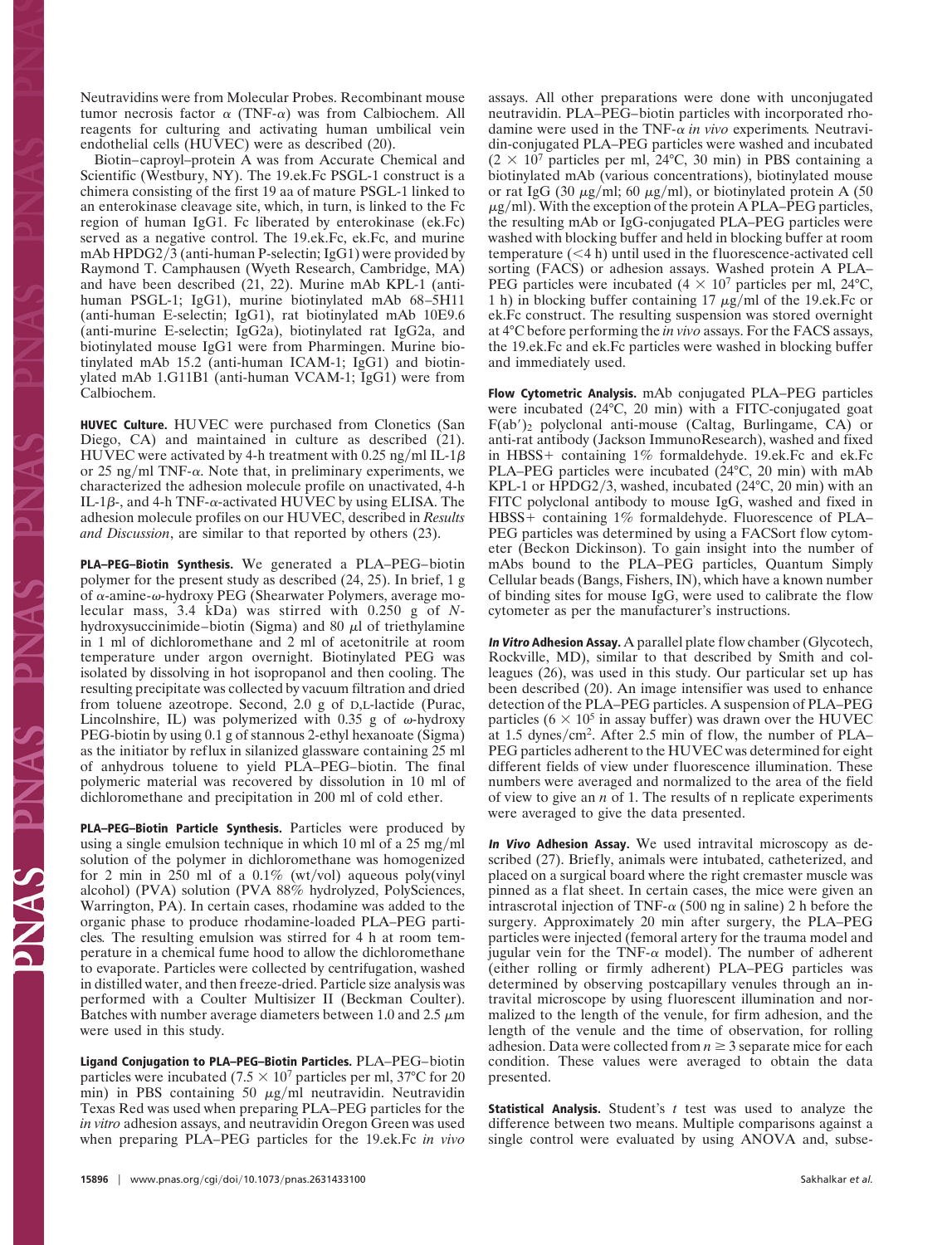Neutravidins were from Molecular Probes. Recombinant mouse tumor necrosis factor α (TNF-α) was from Calbiochem. All reagents for culturing and activating human umbilical vein endothelial cells (HUVEC) were as described (20).

Biotin–caproyl–protein A was from Accurate Chemical and Scientific (Westbury, NY). The 19.ek.Fc PSGL-1 construct is a chimera consisting of the first 19 aa of mature PSGL-1 linked to an enterokinase cleavage site, which, in turn, is linked to the Fc region of human IgG1. Fc liberated by enterokinase (ek.Fc) served as a negative control. The 19.ek.Fc, ek.Fc, and murine mAb HPDG2/3 (anti-human P-selectin; IgG1) were provided by Raymond T. Camphausen (Wyeth Research, Cambridge, MA) and have been described (21, 22). Murine mAb KPL-1 (anti-human PSGL-1; IgG1), murine biotinylated mAb 68–5H11 (anti-human E-selectin; IgG1), rat biotinylated mAb 10E9.6 (anti-murine E-selectin; IgG2a), biotinylated rat IgG2a, and biotinylated mouse IgG1 were from Pharmingen. Murine biotinylated mAb 15.2 (anti-human ICAM-1; IgG1) and biotinylated mAb 1.G11B1 (anti-human VCAM-1; IgG1) were from Calbiochem.

**HUVEC Culture.** HUVEC were purchased from Clonetics (San Diego, CA) and maintained in culture as described (21). HUVEC were activated by 4-h treatment with 0.25 ng/ml IL-1β or 25 ng/ml TNF-α. Note that, in preliminary experiments, we characterized the adhesion molecule profile on unactivated, 4-h IL-1β-, and 4-h TNF-α-activated HUVEC by using ELISA. The adhesion molecule profiles on our HUVEC, described in *Results and Discussion*, are similar to that reported by others (23).

**PLA–PEG–Biotin Synthesis.** We generated a PLA–PEG–biotin polymer for the present study as described (24, 25). In brief, 1 g of α-amine-ω-hydroxy PEG (Shearwater Polymers, average molecular mass, 3.4 kDa) was stirred with 0.250 g of *N*-hydroxysuccinimide–biotin (Sigma) and 80 μl of triethylamine in 1 ml of dichloromethane and 2 ml of acetonitrile at room temperature under argon overnight. Biotinylated PEG was isolated by dissolving in hot isopropanol and then cooling. The resulting precipitate was collected by vacuum filtration and dried from toluene azeotrope. Second, 2.0 g of D,L-lactide (Purac, Lincolnshire, IL) was polymerized with 0.35 g of ω-hydroxy PEG-biotin by using 0.1 g of stannous 2-ethyl hexanoate (Sigma) as the initiator by reflux in silanized glassware containing 25 ml of anhydrous toluene to yield PLA–PEG–biotin. The final polymeric material was recovered by dissolution in 10 ml of dichloromethane and precipitation in 200 ml of cold ether.

**PLA–PEG–Biotin Particle Synthesis.** Particles were produced by using a single emulsion technique in which 10 ml of a 25 mg/ml solution of the polymer in dichloromethane was homogenized for 2 min in 250 ml of a 0.1% (wt/vol) aqueous poly(vinyl alcohol) (PVA) solution (PVA 88% hydrolyzed, PolySciences, Warrington, PA). In certain cases, rhodamine was added to the organic phase to produce rhodamine-loaded PLA–PEG particles. The resulting emulsion was stirred for 4 h at room temperature in a chemical fume hood to allow the dichloromethane to evaporate. Particles were collected by centrifugation, washed in distilled water, and then freeze-dried. Particle size analysis was performed with a Coulter Multisizer II (Beckman Coulter). Batches with number average diameters between 1.0 and 2.5 μm were used in this study.

**Ligand Conjugation to PLA–PEG–Biotin Particles.** PLA–PEG–biotin particles were incubated ($7.5 \times 10^7$ particles per ml, 37°C for 20 min) in PBS containing 50 μg/ml neutravidin. Neutravidin Texas Red was used when preparing PLA–PEG particles for the *in vitro* adhesion assays, and neutravidin Oregon Green was used when preparing PLA–PEG particles for the 19.ek.Fc *in vivo* assays. All other preparations were done with unconjugated neutravidin. PLA–PEG–biotin particles with incorporated rhodamine were used in the TNF-α *in vivo* experiments. Neutravidin-conjugated PLA–PEG particles were washed and incubated ($2 \times 10^7$ particles per ml, 24°C, 30 min) in PBS containing a biotinylated mAb (various concentrations), biotinylated mouse or rat IgG (30 μg/ml; 60 μg/ml), or biotinylated protein A (50 μg/ml). With the exception of the protein A PLA–PEG particles, the resulting mAb or IgG-conjugated PLA–PEG particles were washed with blocking buffer and held in blocking buffer at room temperature (<4 h) until used in the fluorescence-activated cell sorting (FACS) or adhesion assays. Washed protein A PLA–PEG particles were incubated ($4 \times 10^7$ particles per ml, 24°C, 1 h) in blocking buffer containing 17 μg/ml of the 19.ek.Fc or ek.Fc construct. The resulting suspension was stored overnight at 4°C before performing the *in vivo* assays. For the FACS assays, the 19.ek.Fc and ek.Fc particles were washed in blocking buffer and immediately used.

**Flow Cytometric Analysis.** mAb conjugated PLA–PEG particles were incubated (24°C, 20 min) with a FITC-conjugated goat $F(ab')_2$ polyclonal anti-mouse (Caltag, Burlingame, CA) or anti-rat antibody (Jackson ImmunoResearch), washed and fixed in HBSS+ containing 1% formaldehyde. 19.ek.Fc and ek.Fc PLA–PEG particles were incubated (24°C, 20 min) with mAb KPL-1 or HPDG2/3, washed, incubated (24°C, 20 min) with an FITC polyclonal antibody to mouse IgG, washed and fixed in HBSS+ containing 1% formaldehyde. Fluorescence of PLA–PEG particles was determined by using a FACSort flow cytometer (Beckon Dickinson). To gain insight into the number of mAbs bound to the PLA–PEG particles, Quantum Simply Cellular beads (Bangs, Fishers, IN), which have a known number of binding sites for mouse IgG, were used to calibrate the flow cytometer as per the manufacturer's instructions.

***In Vitro* Adhesion Assay.** A parallel plate flow chamber (Glycotech, Rockville, MD), similar to that described by Smith and colleagues (26), was used in this study. Our particular set up has been described (20). An image intensifier was used to enhance detection of the PLA–PEG particles. A suspension of PLA–PEG particles ($6 \times 10^5$ in assay buffer) was drawn over the HUVEC at 1.5 dynes/cm². After 2.5 min of flow, the number of PLA–PEG particles adherent to the HUVEC was determined for eight different fields of view under fluorescence illumination. These numbers were averaged and normalized to the area of the field of view to give an $n$ of 1. The results of n replicate experiments were averaged to give the data presented.

***In Vivo* Adhesion Assay.** We used intravital microscopy as described (27). Briefly, animals were intubated, catheterized, and placed on a surgical board where the right cremaster muscle was pinned as a flat sheet. In certain cases, the mice were given an intrascrotal injection of TNF-α (500 ng in saline) 2 h before the surgery. Approximately 20 min after surgery, the PLA–PEG particles were injected (femoral artery for the trauma model and jugular vein for the TNF-α model). The number of adherent (either rolling or firmly adherent) PLA–PEG particles was determined by observing postcapillary venules through an intravital microscope by using fluorescent illumination and normalized to the length of the venule, for firm adhesion, and the length of the venule and the time of observation, for rolling adhesion. Data were collected from $n \geq 3$ separate mice for each condition. These values were averaged to obtain the data presented.

**Statistical Analysis.** Student's *t* test was used to analyze the difference between two means. Multiple comparisons against a single control were evaluated by using ANOVA and, subse-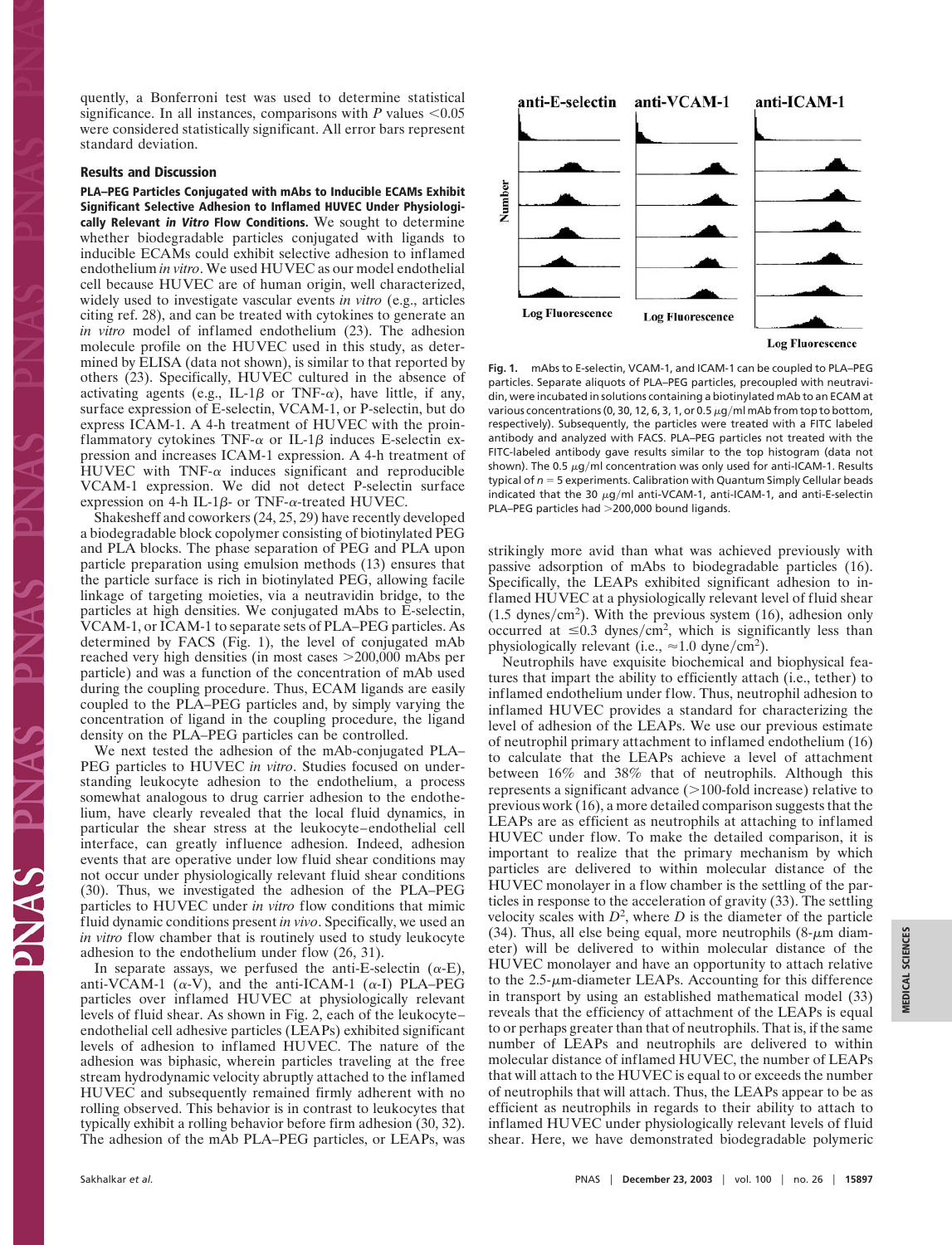quently, a Bonferroni test was used to determine statistical significance. In all instances, comparisons with $P$ values $<0.05$ were considered statistically significant. All error bars represent standard deviation.

## Results and Discussion

**PLA–PEG Particles Conjugated with mAbs to Inducible ECAMs Exhibit Significant Selective Adhesion to Inflamed HUVEC Under Physiologically Relevant *in Vitro* Flow Conditions.** We sought to determine whether biodegradable particles conjugated with ligands to inducible ECAMs could exhibit selective adhesion to inflamed endothelium *in vitro*. We used HUVEC as our model endothelial cell because HUVEC are of human origin, well characterized, widely used to investigate vascular events *in vitro* (e.g., articles citing ref. 28), and can be treated with cytokines to generate an *in vitro* model of inflamed endothelium (23). The adhesion molecule profile on the HUVEC used in this study, as determined by ELISA (data not shown), is similar to that reported by others (23). Specifically, HUVEC cultured in the absence of activating agents (e.g., IL-1$\beta$ or TNF-$\alpha$), have little, if any, surface expression of E-selectin, VCAM-1, or P-selectin, but do express ICAM-1. A 4-h treatment of HUVEC with the proinflammatory cytokines TNF-$\alpha$ or IL-1$\beta$ induces E-selectin expression and increases ICAM-1 expression. A 4-h treatment of HUVEC with TNF-$\alpha$ induces significant and reproducible VCAM-1 expression. We did not detect P-selectin surface expression on 4-h IL-1$\beta$- or TNF-$\alpha$-treated HUVEC.

Shakesheff and coworkers (24, 25, 29) have recently developed a biodegradable block copolymer consisting of biotinylated PEG and PLA blocks. The phase separation of PEG and PLA upon particle preparation using emulsion methods (13) ensures that the particle surface is rich in biotinylated PEG, allowing facile linkage of targeting moieties, via a neutravidin bridge, to the particles at high densities. We conjugated mAbs to E-selectin, VCAM-1, or ICAM-1 to separate sets of PLA–PEG particles. As determined by FACS (Fig. 1), the level of conjugated mAb reached very high densities (in most cases >200,000 mAbs per particle) and was a function of the concentration of mAb used during the coupling procedure. Thus, ECAM ligands are easily coupled to the PLA–PEG particles and, by simply varying the concentration of ligand in the coupling procedure, the ligand density on the PLA–PEG particles can be controlled.

We next tested the adhesion of the mAb-conjugated PLA–PEG particles to HUVEC *in vitro*. Studies focused on understanding leukocyte adhesion to the endothelium, a process somewhat analogous to drug carrier adhesion to the endothelium, have clearly revealed that the local fluid dynamics, in particular the shear stress at the leukocyte–endothelial cell interface, can greatly influence adhesion. Indeed, adhesion events that are operative under low fluid shear conditions may not occur under physiologically relevant fluid shear conditions (30). Thus, we investigated the adhesion of the PLA–PEG particles to HUVEC under *in vitro* flow conditions that mimic fluid dynamic conditions present *in vivo*. Specifically, we used an *in vitro* flow chamber that is routinely used to study leukocyte adhesion to the endothelium under flow (26, 31).

In separate assays, we perfused the anti-E-selectin ($\alpha$-E), anti-VCAM-1 ($\alpha$-V), and the anti-ICAM-1 ($\alpha$-I) PLA–PEG particles over inflamed HUVEC at physiologically relevant levels of fluid shear. As shown in Fig. 2, each of the leukocyte–endothelial cell adhesive particles (LEAPs) exhibited significant levels of adhesion to inflamed HUVEC. The nature of the adhesion was biphasic, wherein particles traveling at the free stream hydrodynamic velocity abruptly attached to the inflamed HUVEC and subsequently remained firmly adherent with no rolling observed. This behavior is in contrast to leukocytes that typically exhibit a rolling behavior before firm adhesion (30, 32). The adhesion of the mAb PLA–PEG particles, or LEAPs, was strikingly more avid than what was achieved previously with passive adsorption of mAbs to biodegradable particles (16). Specifically, the LEAPs exhibited significant adhesion to inflamed HUVEC at a physiologically relevant level of fluid shear (1.5 dynes/cm$^2$). With the previous system (16), adhesion only occurred at $\leq$0.3 dynes/cm$^2$, which is significantly less than physiologically relevant (i.e., $\approx$1.0 dyne/cm$^2$).

Neutrophils have exquisite biochemical and biophysical features that impart the ability to efficiently attach (i.e., tether) to inflamed endothelium under flow. Thus, neutrophil adhesion to inflamed HUVEC provides a standard for characterizing the level of adhesion of the LEAPs. We use our previous estimate of neutrophil primary attachment to inflamed endothelium (16) to calculate that the LEAPs achieve a level of attachment between 16% and 38% that of neutrophils. Although this represents a significant advance (>100-fold increase) relative to previous work (16), a more detailed comparison suggests that the LEAPs are as efficient as neutrophils at attaching to inflamed HUVEC under flow. To make the detailed comparison, it is important to realize that the primary mechanism by which particles are delivered to within molecular distance of the HUVEC monolayer in a flow chamber is the settling of the particles in response to the acceleration of gravity (33). The settling velocity scales with $D^2$, where $D$ is the diameter of the particle (34). Thus, all else being equal, more neutrophils (8-$\mu$m diameter) will be delivered to within molecular distance of the HUVEC monolayer and have an opportunity to attach relative to the 2.5-$\mu$m-diameter LEAPs. Accounting for this difference in transport by using an established mathematical model (33) reveals that the efficiency of attachment of the LEAPs is equal to or perhaps greater than that of neutrophils. That is, if the same number of LEAPs and neutrophils are delivered to within molecular distance of inflamed HUVEC, the number of LEAPs that will attach to the HUVEC is equal to or exceeds the number of neutrophils that will attach. Thus, the LEAPs appear to be as efficient as neutrophils in regards to their ability to attach to inflamed HUVEC under physiologically relevant levels of fluid shear. Here, we have demonstrated biodegradable polymeric

**Fig. 1.** mAbs to E-selectin, VCAM-1, and ICAM-1 can be coupled to PLA–PEG particles. Separate aliquots of PLA–PEG particles, precoupled with neutravidin, were incubated in solutions containing a biotinylated mAb to an ECAM at various concentrations (0, 30, 12, 6, 3, 1, or 0.5 $\mu$g/ml mAb from top to bottom, respectively). Subsequently, the particles were treated with a FITC labeled antibody and analyzed with FACS. PLA–PEG particles not treated with the FITC-labeled antibody gave results similar to the top histogram (data not shown). The 0.5 $\mu$g/ml concentration was only used for anti-ICAM-1. Results typical of $n = 5$ experiments. Calibration with Quantum Simply Cellular beads indicated that the 30 $\mu$g/ml anti-VCAM-1, anti-ICAM-1, and anti-E-selectin PLA–PEG particles had >200,000 bound ligands.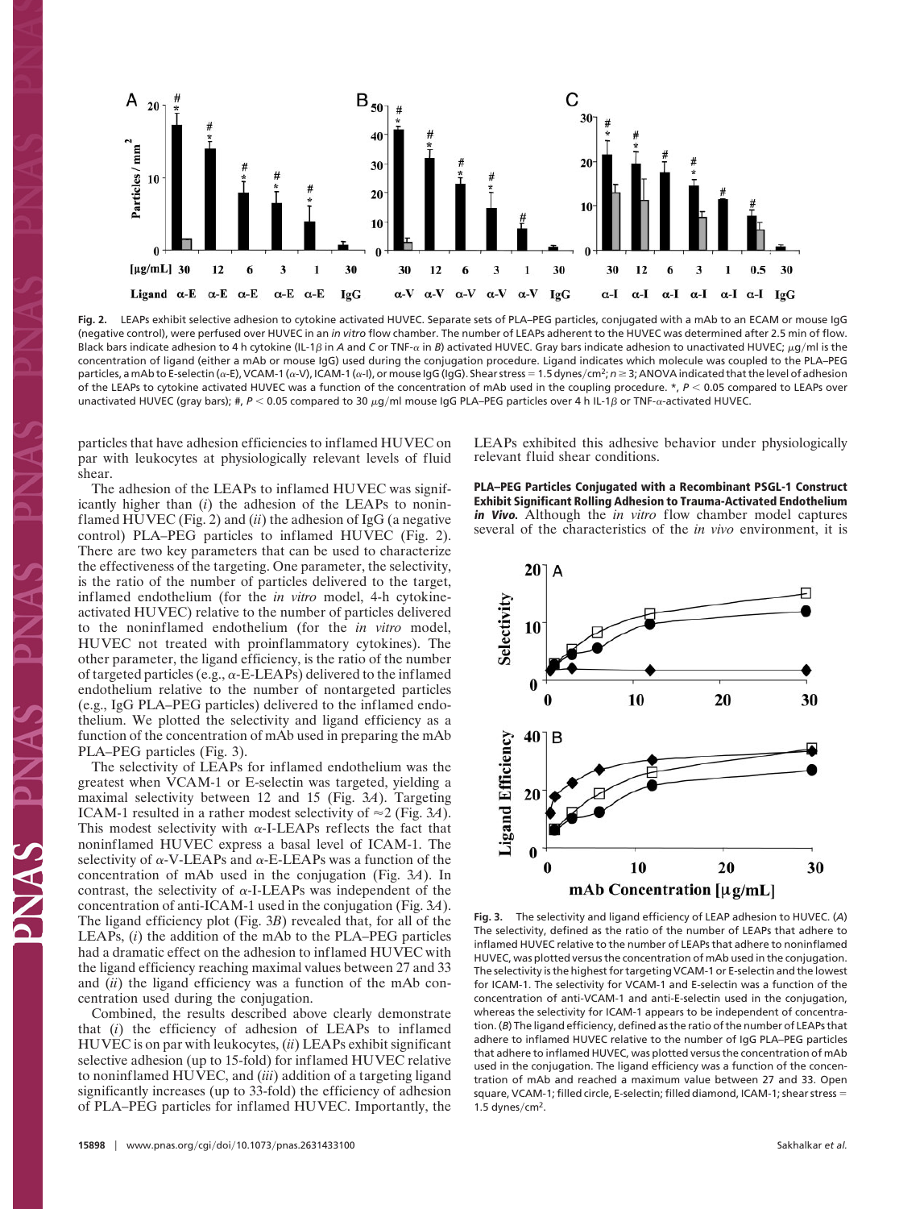**Fig. 2.** LEAPs exhibit selective adhesion to cytokine activated HUVEC. Separate sets of PLA–PEG particles, conjugated with a mAb to an ECAM or mouse IgG (negative control), were perfused over HUVEC in an *in vitro* flow chamber. The number of LEAPs adherent to the HUVEC was determined after 2.5 min of flow. Black bars indicate adhesion to 4 h cytokine (IL-1β in *A* and *C* or TNF-α in *B*) activated HUVEC. Gray bars indicate adhesion to unactivated HUVEC; μg/ml is the concentration of ligand (either a mAb or mouse IgG) used during the conjugation procedure. Ligand indicates which molecule was coupled to the PLA–PEG particles, a mAb to E-selectin (α-E), VCAM-1 (α-V), ICAM-1 (α-I), or mouse IgG (IgG). Shear stress = 1.5 dynes/cm²; $n \geq 3$; ANOVA indicated that the level of adhesion of the LEAPs to cytokine activated HUVEC was a function of the concentration of mAb used in the coupling procedure. *, $P < 0.05$ compared to LEAPs over unactivated HUVEC (gray bars); #, $P < 0.05$ compared to 30 μg/ml mouse IgG PLA–PEG particles over 4 h IL-1β or TNF-α-activated HUVEC.

particles that have adhesion efficiencies to inflamed HUVEC on par with leukocytes at physiologically relevant levels of fluid shear.

The adhesion of the LEAPs to inflamed HUVEC was significantly higher than (*i*) the adhesion of the LEAPs to noninflamed HUVEC (Fig. 2) and (*ii*) the adhesion of IgG (a negative control) PLA–PEG particles to inflamed HUVEC (Fig. 2). There are two key parameters that can be used to characterize the effectiveness of the targeting. One parameter, the selectivity, is the ratio of the number of particles delivered to the target, inflamed endothelium (for the *in vitro* model, 4-h cytokine-activated HUVEC) relative to the number of particles delivered to the noninflamed endothelium (for the *in vitro* model, HUVEC not treated with proinflammatory cytokines). The other parameter, the ligand efficiency, is the ratio of the number of targeted particles (e.g., α-E-LEAPs) delivered to the inflamed endothelium relative to the number of nontargeted particles (e.g., IgG PLA–PEG particles) delivered to the inflamed endothelium. We plotted the selectivity and ligand efficiency as a function of the concentration of mAb used in preparing the mAb PLA–PEG particles (Fig. 3).

The selectivity of LEAPs for inflamed endothelium was the greatest when VCAM-1 or E-selectin was targeted, yielding a maximal selectivity between 12 and 15 (Fig. 3*A*). Targeting ICAM-1 resulted in a rather modest selectivity of ≈2 (Fig. 3*A*). This modest selectivity with α-I-LEAPs reflects the fact that noninflamed HUVEC express a basal level of ICAM-1. The selectivity of α-V-LEAPs and α-E-LEAPs was a function of the concentration of mAb used in the conjugation (Fig. 3*A*). In contrast, the selectivity of α-I-LEAPs was independent of the concentration of anti-ICAM-1 used in the conjugation (Fig. 3*A*). The ligand efficiency plot (Fig. 3*B*) revealed that, for all of the LEAPs, (*i*) the addition of the mAb to the PLA–PEG particles had a dramatic effect on the adhesion to inflamed HUVEC with the ligand efficiency reaching maximal values between 27 and 33 and (*ii*) the ligand efficiency was a function of the mAb concentration used during the conjugation.

Combined, the results described above clearly demonstrate that (*i*) the efficiency of adhesion of LEAPs to inflamed HUVEC is on par with leukocytes, (*ii*) LEAPs exhibit significant selective adhesion (up to 15-fold) for inflamed HUVEC relative to noninflamed HUVEC, and (*iii*) addition of a targeting ligand significantly increases (up to 33-fold) the efficiency of adhesion of PLA–PEG particles for inflamed HUVEC. Importantly, the LEAPs exhibited this adhesive behavior under physiologically relevant fluid shear conditions.

**PLA–PEG Particles Conjugated with a Recombinant PSGL-1 Construct Exhibit Significant Rolling Adhesion to Trauma-Activated Endothelium *in Vivo*.** Although the *in vitro* flow chamber model captures several of the characteristics of the *in vivo* environment, it is

**Fig. 3.** The selectivity and ligand efficiency of LEAP adhesion to HUVEC. (*A*) The selectivity, defined as the ratio of the number of LEAPs that adhere to inflamed HUVEC relative to the number of LEAPs that adhere to noninflamed HUVEC, was plotted versus the concentration of mAb used in the conjugation. The selectivity is the highest for targeting VCAM-1 or E-selectin and the lowest for ICAM-1. The selectivity for VCAM-1 and E-selectin was a function of the concentration of anti-VCAM-1 and anti-E-selectin used in the conjugation, whereas the selectivity for ICAM-1 appears to be independent of concentration. (*B*) The ligand efficiency, defined as the ratio of the number of LEAPs that adhere to inflamed HUVEC relative to the number of IgG PLA–PEG particles that adhere to inflamed HUVEC, was plotted versus the concentration of mAb used in the conjugation. The ligand efficiency was a function of the concentration of mAb and reached a maximum value between 27 and 33. Open square, VCAM-1; filled circle, E-selectin; filled diamond, ICAM-1; shear stress = 1.5 dynes/cm².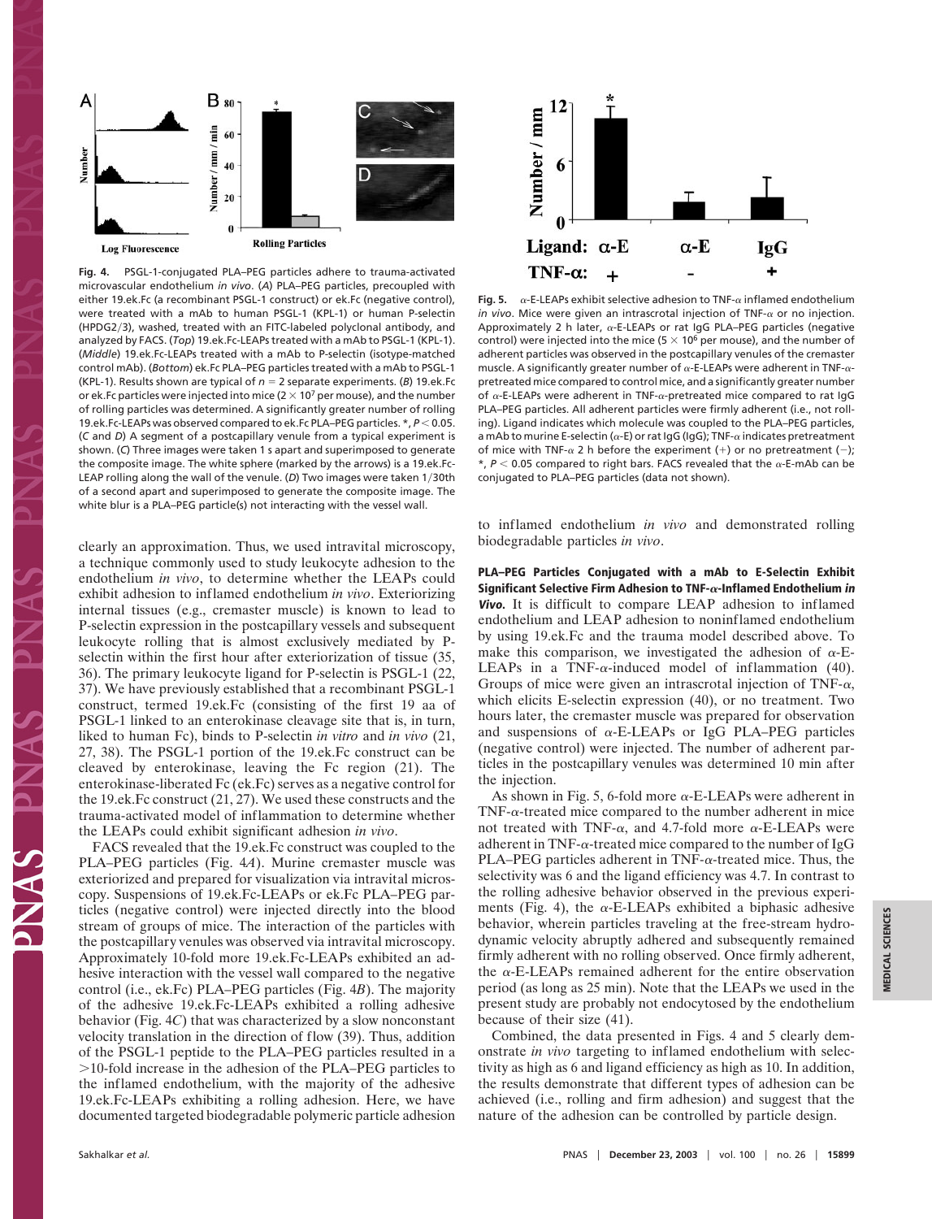**Fig. 4.** PSGL-1-conjugated PLA–PEG particles adhere to trauma-activated microvascular endothelium *in vivo*. (*A*) PLA–PEG particles, precoupled with either 19.ek.Fc (a recombinant PSGL-1 construct) or ek.Fc (negative control), were treated with a mAb to human PSGL-1 (KPL-1) or human P-selectin (HPDG2/3), washed, treated with an FITC-labeled polyclonal antibody, and analyzed by FACS. (*Top*) 19.ek.Fc-LEAPs treated with a mAb to PSGL-1 (KPL-1). (*Middle*) 19.ek.Fc-LEAPs treated with a mAb to P-selectin (isotype-matched control mAb). (*Bottom*) ek.Fc PLA–PEG particles treated with a mAb to PSGL-1 (KPL-1). Results shown are typical of $n = 2$ separate experiments. (*B*) 19.ek.Fc or ek.Fc particles were injected into mice ($2 \times 10^7$ per mouse), and the number of rolling particles was determined. A significantly greater number of rolling 19.ek.Fc-LEAPs was observed compared to ek.Fc PLA–PEG particles. *, $P < 0.05$. (*C* and *D*) A segment of a postcapillary venule from a typical experiment is shown. (*C*) Three images were taken 1 s apart and superimposed to generate the composite image. The white sphere (marked by the arrows) is a 19.ek.Fc-LEAP rolling along the wall of the venule. (*D*) Two images were taken 1/30th of a second apart and superimposed to generate the composite image. The white blur is a PLA–PEG particle(s) not interacting with the vessel wall.

clearly an approximation. Thus, we used intravital microscopy, a technique commonly used to study leukocyte adhesion to the endothelium *in vivo*, to determine whether the LEAPs could exhibit adhesion to inflamed endothelium *in vivo*. Exteriorizing internal tissues (e.g., cremaster muscle) is known to lead to P-selectin expression in the postcapillary vessels and subsequent leukocyte rolling that is almost exclusively mediated by P-selectin within the first hour after exteriorization of tissue (35, 36). The primary leukocyte ligand for P-selectin is PSGL-1 (22, 37). We have previously established that a recombinant PSGL-1 construct, termed 19.ek.Fc (consisting of the first 19 aa of PSGL-1 linked to an enterokinase cleavage site that is, in turn, liked to human Fc), binds to P-selectin *in vitro* and *in vivo* (21, 27, 38). The PSGL-1 portion of the 19.ek.Fc construct can be cleaved by enterokinase, leaving the Fc region (21). The enterokinase-liberated Fc (ek.Fc) serves as a negative control for the 19.ek.Fc construct (21, 27). We used these constructs and the trauma-activated model of inflammation to determine whether the LEAPs could exhibit significant adhesion *in vivo*.

FACS revealed that the 19.ek.Fc construct was coupled to the PLA–PEG particles (Fig. 4*A*). Murine cremaster muscle was exteriorized and prepared for visualization via intravital microscopy. Suspensions of 19.ek.Fc-LEAPs or ek.Fc PLA–PEG particles (negative control) were injected directly into the blood stream of groups of mice. The interaction of the particles with the postcapillary venules was observed via intravital microscopy. Approximately 10-fold more 19.ek.Fc-LEAPs exhibited an adhesive interaction with the vessel wall compared to the negative control (i.e., ek.Fc) PLA–PEG particles (Fig. 4*B*). The majority of the adhesive 19.ek.Fc-LEAPs exhibited a rolling adhesive behavior (Fig. 4*C*) that was characterized by a slow nonconstant velocity translation in the direction of flow (39). Thus, addition of the PSGL-1 peptide to the PLA–PEG particles resulted in a >10-fold increase in the adhesion of the PLA–PEG particles to the inflamed endothelium, with the majority of the adhesive 19.ek.Fc-LEAPs exhibiting a rolling adhesion. Here, we have documented targeted biodegradable polymeric particle adhesion to inflamed endothelium *in vivo* and demonstrated rolling biodegradable particles *in vivo*.

**Fig. 5.** α-E-LEAPs exhibit selective adhesion to TNF-α inflamed endothelium *in vivo*. Mice were given an intrascrotal injection of TNF-α or no injection. Approximately 2 h later, α-E-LEAPs or rat IgG PLA–PEG particles (negative control) were injected into the mice ($5 \times 10^6$ per mouse), and the number of adherent particles was observed in the postcapillary venules of the cremaster muscle. A significantly greater number of α-E-LEAPs were adherent in TNF-α-pretreated mice compared to control mice, and a significantly greater number of α-E-LEAPs were adherent in TNF-α-pretreated mice compared to rat IgG PLA–PEG particles. All adherent particles were firmly adherent (i.e., not rolling). Ligand indicates which molecule was coupled to the PLA–PEG particles, a mAb to murine E-selectin (α-E) or rat IgG (IgG); TNF-α indicates pretreatment of mice with TNF-α 2 h before the experiment (+) or no pretreatment (−); *, $P < 0.05$ compared to right bars. FACS revealed that the α-E-mAb can be conjugated to PLA–PEG particles (data not shown).

**PLA–PEG Particles Conjugated with a mAb to E-Selectin Exhibit Significant Selective Firm Adhesion to TNF-α-Inflamed Endothelium *In Vivo*.** It is difficult to compare LEAP adhesion to inflamed endothelium and LEAP adhesion to noninflamed endothelium by using 19.ek.Fc and the trauma model described above. To make this comparison, we investigated the adhesion of α-E-LEAPs in a TNF-α-induced model of inflammation (40). Groups of mice were given an intrascrotal injection of TNF-α, which elicits E-selectin expression (40), or no treatment. Two hours later, the cremaster muscle was prepared for observation and suspensions of α-E-LEAPs or IgG PLA–PEG particles (negative control) were injected. The number of adherent particles in the postcapillary venules was determined 10 min after the injection.

As shown in Fig. 5, 6-fold more α-E-LEAPs were adherent in TNF-α-treated mice compared to the number adherent in mice not treated with TNF-α, and 4.7-fold more α-E-LEAPs were adherent in TNF-α-treated mice compared to the number of IgG PLA–PEG particles adherent in TNF-α-treated mice. Thus, the selectivity was 6 and the ligand efficiency was 4.7. In contrast to the rolling adhesive behavior observed in the previous experiments (Fig. 4), the α-E-LEAPs exhibited a biphasic adhesive behavior, wherein particles traveling at the free-stream hydrodynamic velocity abruptly adhered and subsequently remained firmly adherent with no rolling observed. Once firmly adherent, the α-E-LEAPs remained adherent for the entire observation period (as long as 25 min). Note that the LEAPs we used in the present study are probably not endocytosed by the endothelium because of their size (41).

Combined, the data presented in Figs. 4 and 5 clearly demonstrate *in vivo* targeting to inflamed endothelium with selectivity as high as 6 and ligand efficiency as high as 10. In addition, the results demonstrate that different types of adhesion can be achieved (i.e., rolling and firm adhesion) and suggest that the nature of the adhesion can be controlled by particle design.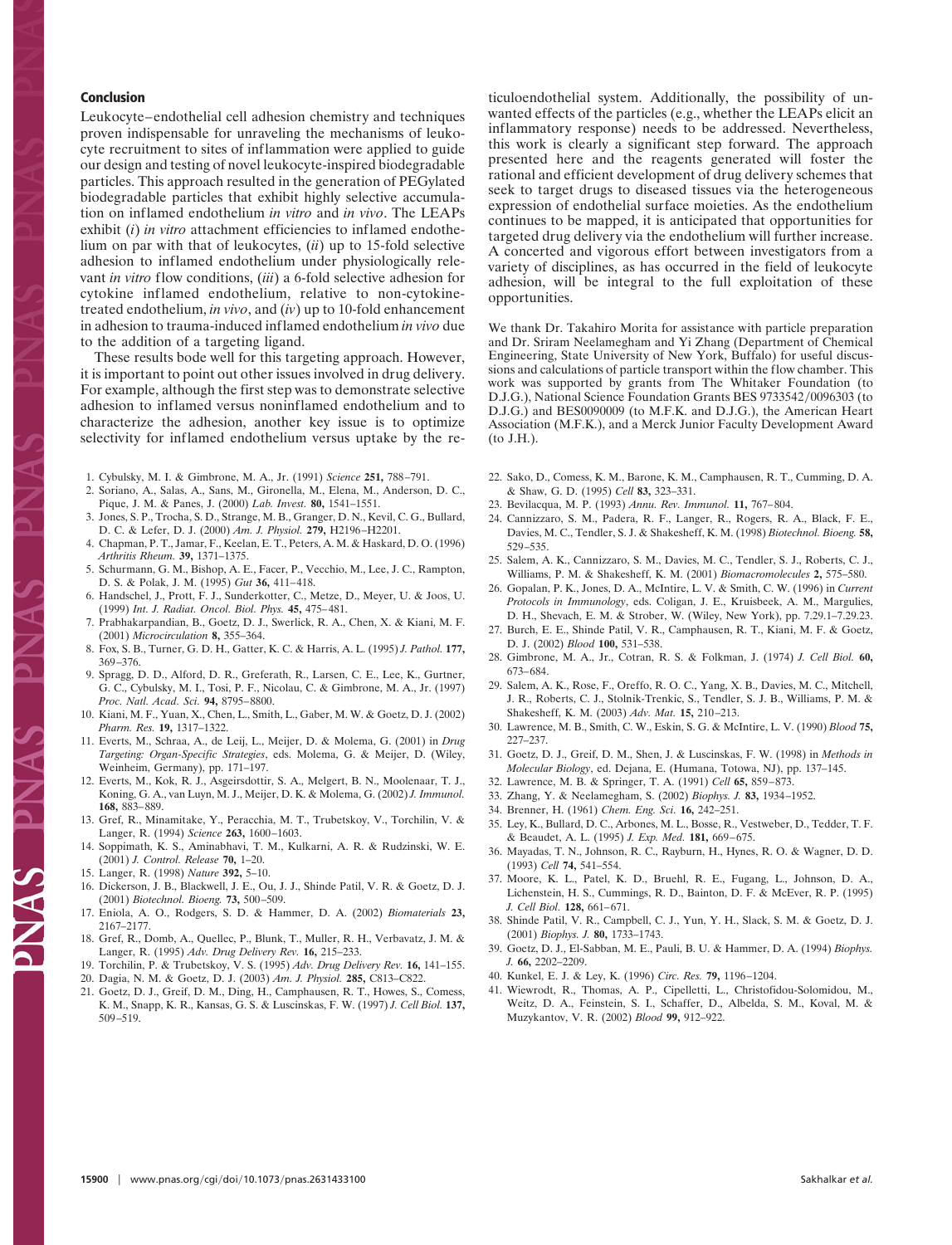## Conclusion

Leukocyte–endothelial cell adhesion chemistry and techniques proven indispensable for unraveling the mechanisms of leukocyte recruitment to sites of inflammation were applied to guide our design and testing of novel leukocyte-inspired biodegradable particles. This approach resulted in the generation of PEGylated biodegradable particles that exhibit highly selective accumulation on inflamed endothelium *in vitro* and *in vivo*. The LEAPs exhibit (*i*) *in vitro* attachment efficiencies to inflamed endothelium on par with that of leukocytes, (*ii*) up to 15-fold selective adhesion to inflamed endothelium under physiologically relevant *in vitro* flow conditions, (*iii*) a 6-fold selective adhesion for cytokine inflamed endothelium, relative to non-cytokine-treated endothelium, *in vivo*, and (*iv*) up to 10-fold enhancement in adhesion to trauma-induced inflamed endothelium *in vivo* due to the addition of a targeting ligand.

These results bode well for this targeting approach. However, it is important to point out other issues involved in drug delivery. For example, although the first step was to demonstrate selective adhesion to inflamed versus noninflamed endothelium and to characterize the adhesion, another key issue is to optimize selectivity for inflamed endothelium versus uptake by the reticuloendothelial system. Additionally, the possibility of unwanted effects of the particles (e.g., whether the LEAPs elicit an inflammatory response) needs to be addressed. Nevertheless, this work is clearly a significant step forward. The approach presented here and the reagents generated will foster the rational and efficient development of drug delivery schemes that seek to target drugs to diseased tissues via the heterogeneous expression of endothelial surface moieties. As the endothelium continues to be mapped, it is anticipated that opportunities for targeted drug delivery via the endothelium will further increase. A concerted and vigorous effort between investigators from a variety of disciplines, as has occurred in the field of leukocyte adhesion, will be integral to the full exploitation of these opportunities.

We thank Dr. Takahiro Morita for assistance with particle preparation and Dr. Sriram Neelamegham and Yi Zhang (Department of Chemical Engineering, State University of New York, Buffalo) for useful discussions and calculations of particle transport within the flow chamber. This work was supported by grants from The Whitaker Foundation (to D.J.G.), National Science Foundation Grants BES 9733542/0096303 (to D.J.G.) and BES0090009 (to M.F.K. and D.J.G.), the American Heart Association (M.F.K.), and a Merck Junior Faculty Development Award (to J.H.).

1. Cybulsky, M. I. & Gimbrone, M. A., Jr. (1991) *Science* **251,** 788–791.
2. Soriano, A., Salas, A., Sans, M., Gironella, M., Elena, M., Anderson, D. C., Pique, J. M. & Panes, J. (2000) *Lab. Invest.* **80,** 1541–1551.
3. Jones, S. P., Trocha, S. D., Strange, M. B., Granger, D. N., Kevil, C. G., Bullard, D. C. & Lefer, D. J. (2000) *Am. J. Physiol.* **279,** H2196–H2201.
4. Chapman, P. T., Jamar, F., Keelan, E. T., Peters, A. M. & Haskard, D. O. (1996) *Arthritis Rheum.* **39,** 1371–1375.
5. Schurmann, G. M., Bishop, A. E., Facer, P., Vecchio, M., Lee, J. C., Rampton, D. S. & Polak, J. M. (1995) *Gut* **36,** 411–418.
6. Handschel, J., Prott, F. J., Sunderkotter, C., Metze, D., Meyer, U. & Joos, U. (1999) *Int. J. Radiat. Oncol. Biol. Phys.* **45,** 475–481.
7. Prabhakarpandian, B., Goetz, D. J., Swerlick, R. A., Chen, X. & Kiani, M. F. (2001) *Microcirculation* **8,** 355–364.
8. Fox, S. B., Turner, G. D. H., Gatter, K. C. & Harris, A. L. (1995) *J. Pathol.* **177,** 369–376.
9. Spragg, D. D., Alford, D. R., Greferath, R., Larsen, C. E., Lee, K., Gurtner, G. C., Cybulsky, M. I., Tosi, P. F., Nicolau, C. & Gimbrone, M. A., Jr. (1997) *Proc. Natl. Acad. Sci.* **94,** 8795–8800.
10. Kiani, M. F., Yuan, X., Chen, L., Smith, L., Gaber, M. W. & Goetz, D. J. (2002) *Pharm. Res.* **19,** 1317–1322.
11. Everts, M., Schraa, A., de Leij, L., Meijer, D. & Molema, G. (2001) in *Drug Targeting: Organ-Specific Strategies*, eds. Molema, G. & Meijer, D. (Wiley, Weinheim, Germany), pp. 171–197.
12. Everts, M., Kok, R. J., Asgeirsdottir, S. A., Melgert, B. N., Moolenaar, T. J., Koning, G. A., van Luyn, M. J., Meijer, D. K. & Molema, G. (2002) *J. Immunol.* **168,** 883–889.
13. Gref, R., Minamitake, Y., Peracchia, M. T., Trubetskoy, V., Torchilin, V. & Langer, R. (1994) *Science* **263,** 1600–1603.
14. Soppimath, K. S., Aminabhavi, T. M., Kulkarni, A. R. & Rudzinski, W. E. (2001) *J. Control. Release* **70,** 1–20.
15. Langer, R. (1998) *Nature* **392,** 5–10.
16. Dickerson, J. B., Blackwell, J. E., Ou, J. J., Shinde Patil, V. R. & Goetz, D. J. (2001) *Biotechnol. Bioeng.* **73,** 500–509.
17. Eniola, A. O., Rodgers, S. D. & Hammer, D. A. (2002) *Biomaterials* **23,** 2167–2177.
18. Gref, R., Domb, A., Quellec, P., Blunk, T., Muller, R. H., Verbavatz, J. M. & Langer, R. (1995) *Adv. Drug Delivery Rev.* **16,** 215–233.
19. Torchilin, P. & Trubetskoy, V. S. (1995) *Adv. Drug Delivery Rev.* **16,** 141–155.
20. Dagia, N. M. & Goetz, D. J. (2003) *Am. J. Physiol.* **285,** C813–C822.
21. Goetz, D. J., Greif, D. M., Ding, H., Camphausen, R. T., Howes, S., Comess, K. M., Snapp, K. R., Kansas, G. S. & Luscinskas, F. W. (1997) *J. Cell Biol.* **137,** 509–519.
22. Sako, D., Comess, K. M., Barone, K. M., Camphausen, R. T., Cumming, D. A. & Shaw, G. D. (1995) *Cell* **83,** 323–331.
23. Bevilacqua, M. P. (1993) *Annu. Rev. Immunol.* **11,** 767–804.
24. Cannizzaro, S. M., Padera, R. F., Langer, R., Rogers, R. A., Black, F. E., Davies, M. C., Tendler, S. J. & Shakesheff, K. M. (1998) *Biotechnol. Bioeng.* **58,** 529–535.
25. Salem, A. K., Cannizzaro, S. M., Davies, M. C., Tendler, S. J., Roberts, C. J., Williams, P. M. & Shakesheff, K. M. (2001) *Biomacromolecules* **2,** 575–580.
26. Gopalan, P. K., Jones, D. A., McIntire, L. V. & Smith, C. W. (1996) in *Current Protocols in Immunology*, eds. Coligan, J. E., Kruisbeek, A. M., Margulies, D. H., Shevach, E. M. & Strober, W. (Wiley, New York), pp. 7.29.1–7.29.23.
27. Burch, E. E., Shinde Patil, V. R., Camphausen, R. T., Kiani, M. F. & Goetz, D. J. (2002) *Blood* **100,** 531–538.
28. Gimbrone, M. A., Jr., Cotran, R. S. & Folkman, J. (1974) *J. Cell Biol.* **60,** 673–684.
29. Salem, A. K., Rose, F., Oreffo, R. O. C., Yang, X. B., Davies, M. C., Mitchell, J. R., Roberts, C. J., Stolnik-Trenkic, S., Tendler, S. J. B., Williams, P. M. & Shakesheff, K. M. (2003) *Adv. Mat.* **15,** 210–213.
30. Lawrence, M. B., Smith, C. W., Eskin, S. G. & McIntire, L. V. (1990) *Blood* **75,** 227–237.
31. Goetz, D. J., Greif, D. M., Shen, J. & Luscinskas, F. W. (1998) in *Methods in Molecular Biology*, ed. Dejana, E. (Humana, Totowa, NJ), pp. 137–145.
32. Lawrence, M. B. & Springer, T. A. (1991) *Cell* **65,** 859–873.
33. Zhang, Y. & Neelamegham, S. (2002) *Biophys. J.* **83,** 1934–1952.
34. Brenner, H. (1961) *Chem. Eng. Sci.* **16,** 242–251.
35. Ley, K., Bullard, D. C., Arbones, M. L., Bosse, R., Vestweber, D., Tedder, T. F. & Beaudet, A. L. (1995) *J. Exp. Med.* **181,** 669–675.
36. Mayadas, T. N., Johnson, R. C., Rayburn, H., Hynes, R. O. & Wagner, D. D. (1993) *Cell* **74,** 541–554.
37. Moore, K. L., Patel, K. D., Bruehl, R. E., Fugang, L., Johnson, D. A., Lichenstein, H. S., Cummings, R. D., Bainton, D. F. & McEver, R. P. (1995) *J. Cell Biol.* **128,** 661–671.
38. Shinde Patil, V. R., Campbell, C. J., Yun, Y. H., Slack, S. M. & Goetz, D. J. (2001) *Biophys. J.* **80,** 1733–1743.
39. Goetz, D. J., El-Sabban, M. E., Pauli, B. U. & Hammer, D. A. (1994) *Biophys. J.* **66,** 2202–2209.
40. Kunkel, E. J. & Ley, K. (1996) *Circ. Res.* **79,** 1196–1204.
41. Wiewrodt, R., Thomas, A. P., Cipelletti, L., Christofidou-Solomidou, M., Weitz, D. A., Feinstein, S. I., Schaffer, D., Albelda, S. M., Koval, M. & Muzykantov, V. R. (2002) *Blood* **99,** 912–922.